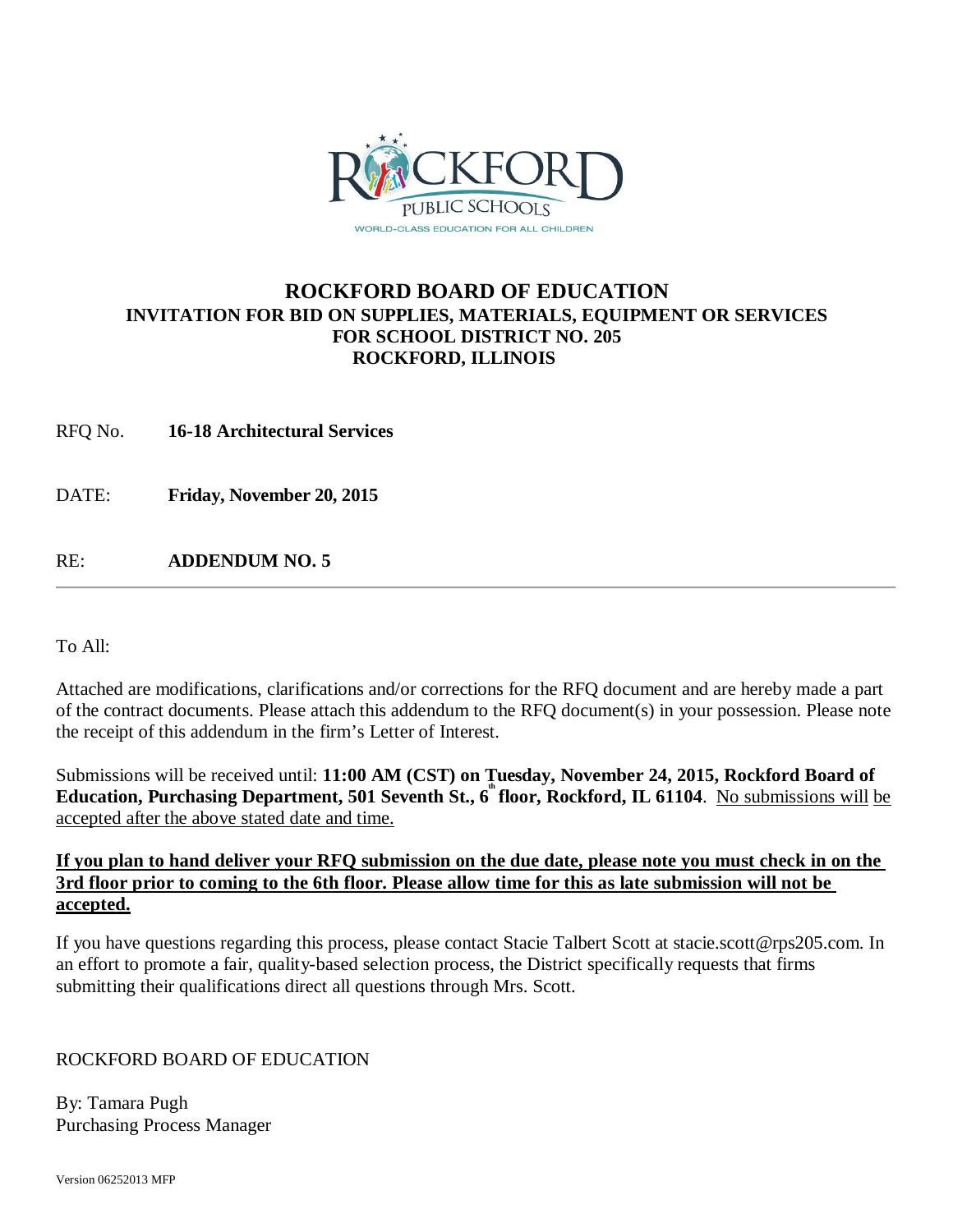# ROCKFORD BOARD OF EDUCATION

## INVITATION FOR BID ON SUPPLIES, MATERIALS, EQUIPMENT OR SERVICES FOR SCHOOL DISTRICT NO. 205 ROCKFORD, ILLINOIS

RFQ No. **16-18 Architectural Services**

DATE: **Friday, November 20, 2015**

RE: **ADDENDUM NO. 5**

---

To All:

Attached are modifications, clarifications and/or corrections for the RFQ document and are hereby made a part of the contract documents. Please attach this addendum to the RFQ document(s) in your possession. Please note the receipt of this addendum in the firm's Letter of Interest.

Submissions will be received until: **11:00 AM (CST) on Tuesday, November 24, 2015, Rockford Board of Education, Purchasing Department, 501 Seventh St., 6th floor, Rockford, IL 61104**. No submissions will be accepted after the above stated date and time.

**If you plan to hand deliver your RFQ submission on the due date, please note you must check in on the 3rd floor prior to coming to the 6th floor. Please allow time for this as late submission will not be accepted.**

If you have questions regarding this process, please contact Stacie Talbert Scott at stacie.scott@rps205.com. In an effort to promote a fair, quality-based selection process, the District specifically requests that firms submitting their qualifications direct all questions through Mrs. Scott.

ROCKFORD BOARD OF EDUCATION

By: Tamara Pugh
Purchasing Process Manager

Version 06252013 MFP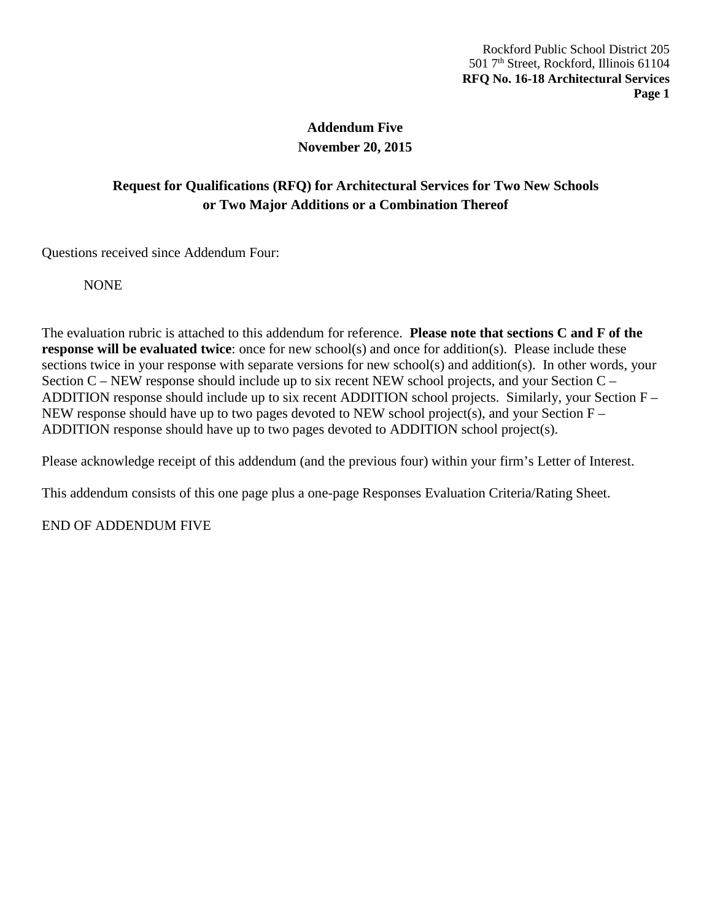Rockford Public School District 205
501 7th Street, Rockford, Illinois 61104
**RFQ No. 16-18 Architectural Services**

## Addendum Five
## November 20, 2015

### Request for Qualifications (RFQ) for Architectural Services for Two New Schools or Two Major Additions or a Combination Thereof

Questions received since Addendum Four:

NONE

The evaluation rubric is attached to this addendum for reference. **Please note that sections C and F of the response will be evaluated twice**: once for new school(s) and once for addition(s). Please include these sections twice in your response with separate versions for new school(s) and addition(s). In other words, your Section C – NEW response should include up to six recent NEW school projects, and your Section C – ADDITION response should include up to six recent ADDITION school projects. Similarly, your Section F – NEW response should have up to two pages devoted to NEW school project(s), and your Section F – ADDITION response should have up to two pages devoted to ADDITION school project(s).

Please acknowledge receipt of this addendum (and the previous four) within your firm's Letter of Interest.

This addendum consists of this one page plus a one-page Responses Evaluation Criteria/Rating Sheet.

END OF ADDENDUM FIVE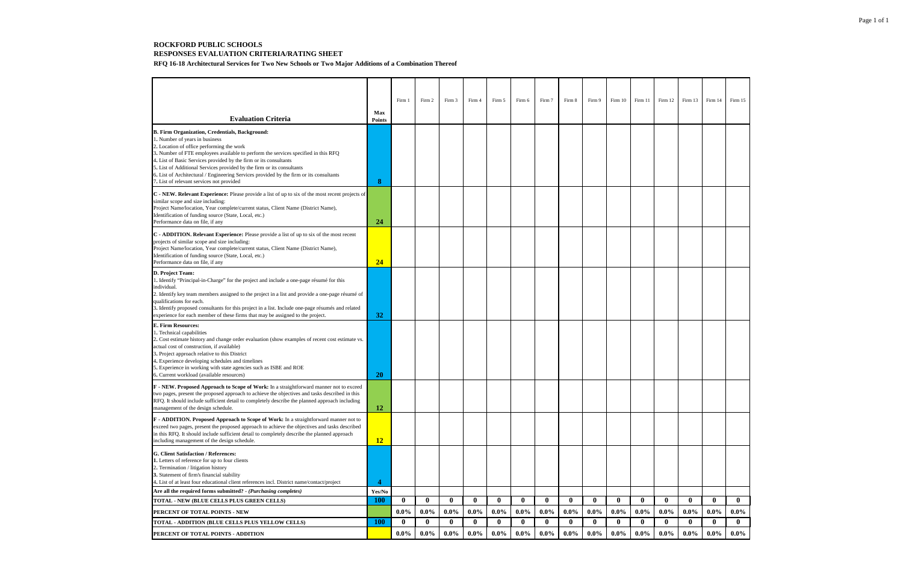**ROCKFORD PUBLIC SCHOOLS**
**RESPONSES EVALUATION CRITERIA/RATING SHEET**
**RFQ 16-18 Architectural Services for Two New Schools or Two Major Additions of a Combination Thereof**

| Evaluation Criteria | Max Points | Firm 1 | Firm 2 | Firm 3 | Firm 4 | Firm 5 | Firm 6 | Firm 7 | Firm 8 | Firm 9 | Firm 10 | Firm 11 | Firm 12 | Firm 13 | Firm 14 | Firm 15 |
|---|---|---|---|---|---|---|---|---|---|---|---|---|---|---|---|---|
| **B. Firm Organization, Credentials, Background:**<br>1. Number of years in business<br>2. Location of office performing the work<br>3. Number of FTE employees available to perform the services specified in this RFQ<br>4. List of Basic Services provided by the firm or its consultants<br>5. List of Additional Services provided by the firm or its consultants<br>6. List of Architectural / Engineering Services provided by the firm or its consultants<br>7. List of relevant services not provided | **8** | | | | | | | | | | | | | | | |
| **C - NEW. Relevant Experience:** Please provide a list of up to six of the most recent projects of similar scope and size including:<br>Project Name/location, Year complete/current status, Client Name (District Name),<br>Identification of funding source (State, Local, etc.)<br>Performance data on file, if any | **24** | | | | | | | | | | | | | | | |
| **C - ADDITION. Relevant Experience:** Please provide a list of up to six of the most recent projects of similar scope and size including:<br>Project Name/location, Year complete/current status, Client Name (District Name),<br>Identification of funding source (State, Local, etc.)<br>Performance data on file, if any | **24** | | | | | | | | | | | | | | | |
| **D. Project Team:**<br>1. Identify "Principal-in-Charge" for the project and include a one-page résumé for this individual.<br>2. Identify key team members assigned to the project in a list and provide a one-page résumé of qualifications for each.<br>3. Identify proposed consultants for this project in a list. Include one-page résumés and related experience for each member of these firms that may be assigned to the project. | **32** | | | | | | | | | | | | | | | |
| **E. Firm Resources:**<br>1. Technical capabilities<br>2. Cost estimate history and change order evaluation (show examples of recent cost estimate vs. actual cost of construction, if available)<br>3. Project approach relative to this District<br>4. Experience developing schedules and timelines<br>5. Experience in working with state agencies such as ISBE and ROE<br>6. Current workload (available resources) | **20** | | | | | | | | | | | | | | | |
| **F - NEW. Proposed Approach to Scope of Work:** In a straightforward manner not to exceed two pages, present the proposed approach to achieve the objectives and tasks described in this RFQ. It should include sufficient detail to completely describe the planned approach including management of the design schedule. | **12** | | | | | | | | | | | | | | | |
| **F - ADDITION. Proposed Approach to Scope of Work:** In a straightforward manner not to exceed two pages, present the proposed approach to achieve the objectives and tasks described in this RFQ. It should include sufficient detail to completely describe the planned approach including management of the design schedule. | **12** | | | | | | | | | | | | | | | |
| **G. Client Satisfaction / References:**<br>1. Letters of reference for up to four clients<br>2. Termination / litigation history<br>3. Statement of firm's financial stability<br>4. List of at least four educational client references incl. District name/contact/project | **4** | | | | | | | | | | | | | | | |
| **Are all the required forms submitted? - *(Purchasing completes)*** | **Yes/No** | | | | | | | | | | | | | | | |
| **TOTAL - NEW (BLUE CELLS PLUS GREEN CELLS)** | **100** | **0** | **0** | **0** | **0** | **0** | **0** | **0** | **0** | **0** | **0** | **0** | **0** | **0** | **0** | **0** |
| **PERCENT OF TOTAL POINTS - NEW** | | **0.0%** | **0.0%** | **0.0%** | **0.0%** | **0.0%** | **0.0%** | **0.0%** | **0.0%** | **0.0%** | **0.0%** | **0.0%** | **0.0%** | **0.0%** | **0.0%** | **0.0%** |
| **TOTAL - ADDITION (BLUE CELLS PLUS YELLOW CELLS)** | **100** | **0** | **0** | **0** | **0** | **0** | **0** | **0** | **0** | **0** | **0** | **0** | **0** | **0** | **0** | **0** |
| **PERCENT OF TOTAL POINTS - ADDITION** | | **0.0%** | **0.0%** | **0.0%** | **0.0%** | **0.0%** | **0.0%** | **0.0%** | **0.0%** | **0.0%** | **0.0%** | **0.0%** | **0.0%** | **0.0%** | **0.0%** | **0.0%** |